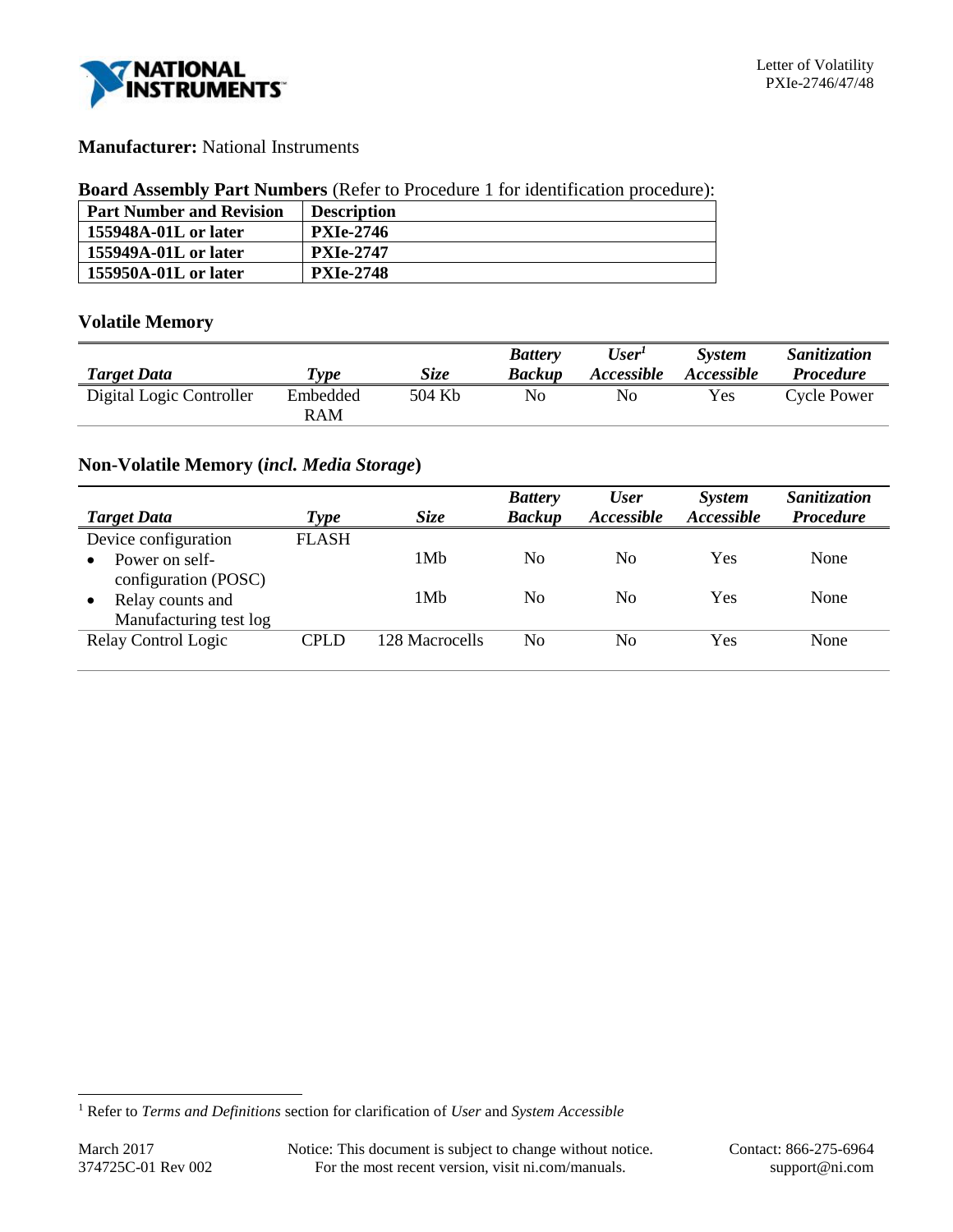**Manufacturer:** National Instruments

**Board Assembly Part Numbers** (Refer to Procedure 1 for identification procedure):

| Part Number and Revision | Description |
|---|---|
| **155948A-01L or later** | **PXIe-2746** |
| **155949A-01L or later** | **PXIe-2747** |
| **155950A-01L or later** | **PXIe-2748** |

## Volatile Memory

| *Target Data* | *Type* | *Size* | *Battery Backup* | *User[1] Accessible* | *System Accessible* | *Sanitization Procedure* |
|---|---|---|---|---|---|---|
| Digital Logic Controller | Embedded RAM | 504 Kb | No | No | Yes | Cycle Power |

## Non-Volatile Memory (*incl. Media Storage*)

| *Target Data* | *Type* | *Size* | *Battery Backup* | *User Accessible* | *System Accessible* | *Sanitization Procedure* |
|---|---|---|---|---|---|---|
| Device configuration | FLASH | | | | | |
| • Power on self-configuration (POSC) | | 1Mb | No | No | Yes | None |
| • Relay counts and Manufacturing test log | | 1Mb | No | No | Yes | None |
| Relay Control Logic | CPLD | 128 Macrocells | No | No | Yes | None |

[1] Refer to *Terms and Definitions* section for clarification of *User* and *System Accessible*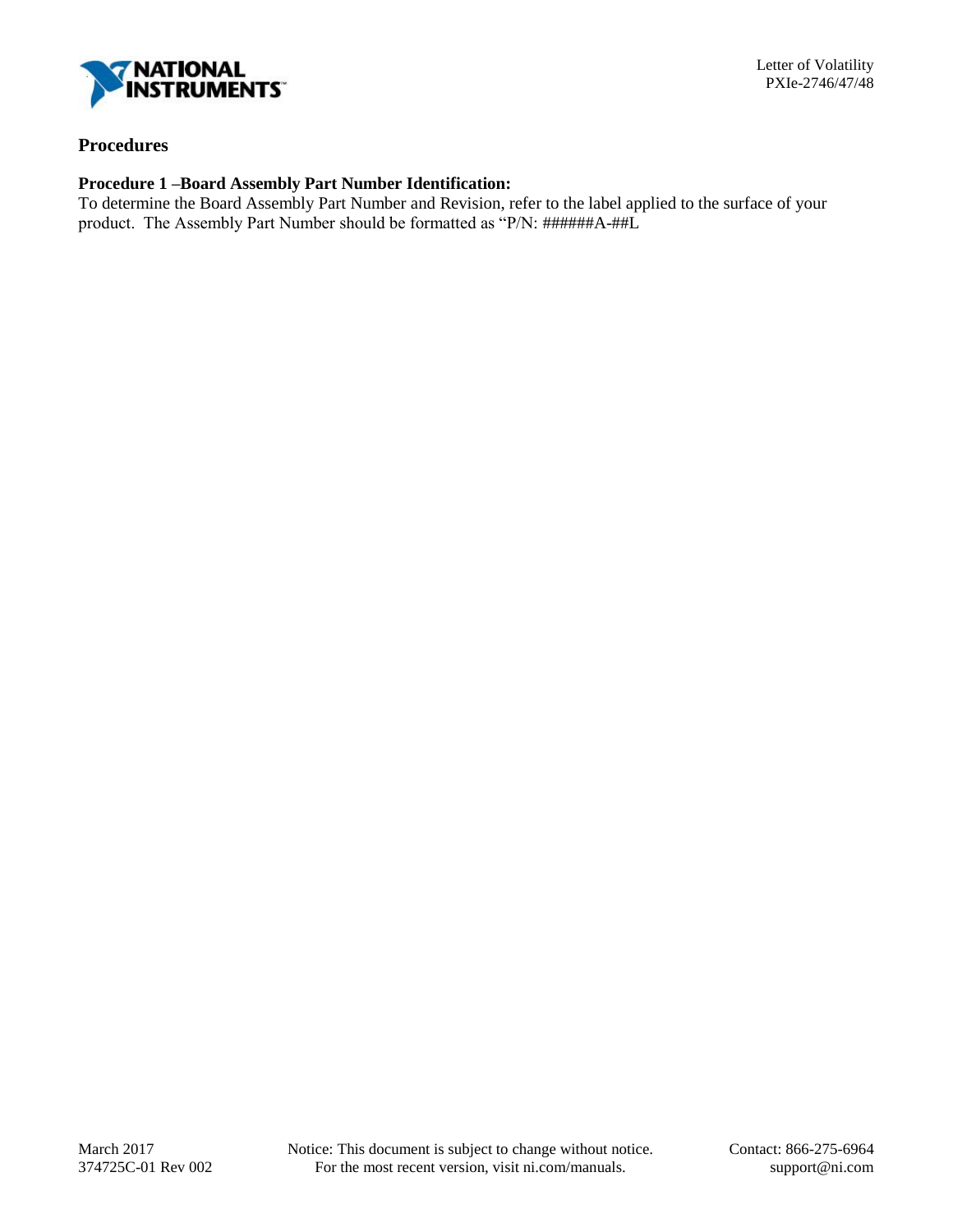## Procedures

**Procedure 1 –Board Assembly Part Number Identification:**

To determine the Board Assembly Part Number and Revision, refer to the label applied to the surface of your product. The Assembly Part Number should be formatted as "P/N: ######A-##L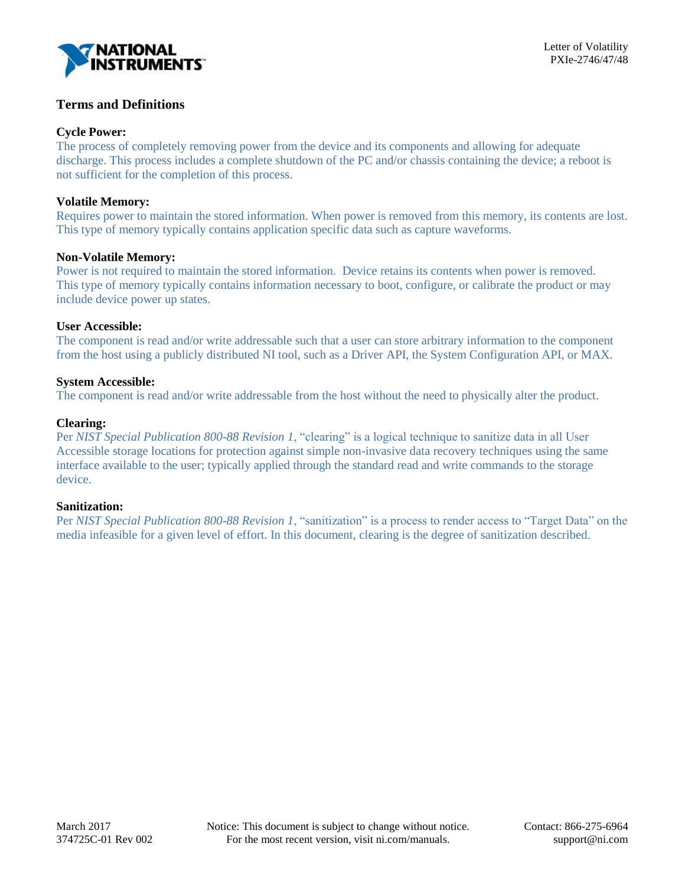## Terms and Definitions

**Cycle Power:**
The process of completely removing power from the device and its components and allowing for adequate discharge. This process includes a complete shutdown of the PC and/or chassis containing the device; a reboot is not sufficient for the completion of this process.

**Volatile Memory:**
Requires power to maintain the stored information. When power is removed from this memory, its contents are lost. This type of memory typically contains application specific data such as capture waveforms.

**Non-Volatile Memory:**
Power is not required to maintain the stored information. Device retains its contents when power is removed. This type of memory typically contains information necessary to boot, configure, or calibrate the product or may include device power up states.

**User Accessible:**
The component is read and/or write addressable such that a user can store arbitrary information to the component from the host using a publicly distributed NI tool, such as a Driver API, the System Configuration API, or MAX.

**System Accessible:**
The component is read and/or write addressable from the host without the need to physically alter the product.

**Clearing:**
Per *NIST Special Publication 800-88 Revision 1*, "clearing" is a logical technique to sanitize data in all User Accessible storage locations for protection against simple non-invasive data recovery techniques using the same interface available to the user; typically applied through the standard read and write commands to the storage device.

**Sanitization:**
Per *NIST Special Publication 800-88 Revision 1*, "sanitization" is a process to render access to "Target Data" on the media infeasible for a given level of effort. In this document, clearing is the degree of sanitization described.